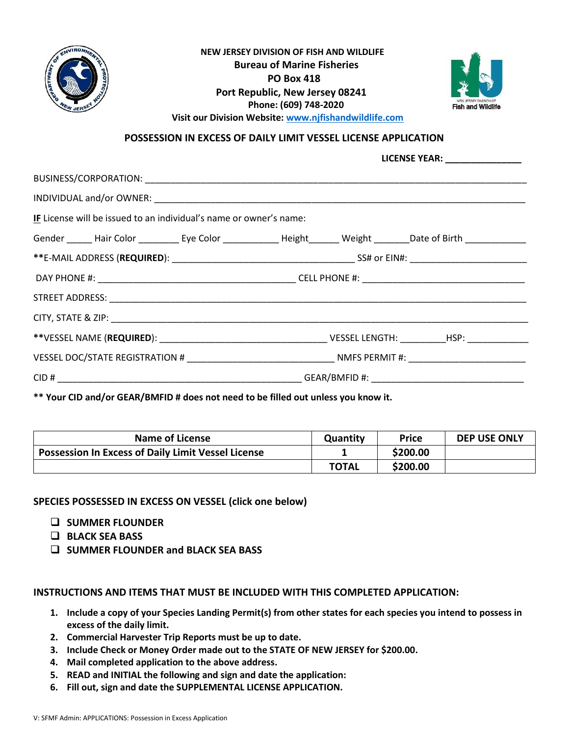**NEW JERSEY DIVISION OF FISH AND WILDLIFE**
**Bureau of Marine Fisheries**
**PO Box 418**
**Port Republic, New Jersey 08241**
**Phone: (609) 748-2020**
**Visit our Division Website: www.njfishandwildlife.com**

## POSSESSION IN EXCESS OF DAILY LIMIT VESSEL LICENSE APPLICATION

**LICENSE YEAR:** _______________

BUSINESS/CORPORATION: ____________________________________________

INDIVIDUAL and/or OWNER: ____________________________________________

**IF** License will be issued to an individual's name or owner's name:

Gender _____ Hair Color ________ Eye Color ___________ Height______ Weight _______Date of Birth ____________

**E-MAIL ADDRESS (**REQUIRED**): ___________________________________ SS# or EIN#: _______________________

DAY PHONE #: ______________________________________ CELL PHONE #: _______________________________

STREET ADDRESS: ____________________________________________

CITY, STATE & ZIP: ____________________________________________

**VESSEL NAME (**REQUIRED**): _________________________________ VESSEL LENGTH: _________HSP: ____________

VESSEL DOC/STATE REGISTRATION # ____________________________ NMFS PERMIT #: _______________________

CID # _______________________________________________ GEAR/BMFID #: ______________________________

**** Your CID and/or GEAR/BMFID # does not need to be filled out unless you know it.**

| Name of License | Quantity | Price | DEP USE ONLY |
|---|---|---|---|
| **Possession In Excess of Daily Limit Vessel License** | **1** | **$200.00** | |
| | **TOTAL** | **$200.00** | |

**SPECIES POSSESSED IN EXCESS ON VESSEL (click one below)**

- ❑ **SUMMER FLOUNDER**
- ❑ **BLACK SEA BASS**
- ❑ **SUMMER FLOUNDER and BLACK SEA BASS**

**INSTRUCTIONS AND ITEMS THAT MUST BE INCLUDED WITH THIS COMPLETED APPLICATION:**

1. **Include a copy of your Species Landing Permit(s) from other states for each species you intend to possess in excess of the daily limit.**
2. **Commercial Harvester Trip Reports must be up to date.**
3. **Include Check or Money Order made out to the STATE OF NEW JERSEY for $200.00.**
4. **Mail completed application to the above address.**
5. **READ and INITIAL the following and sign and date the application:**
6. **Fill out, sign and date the SUPPLEMENTAL LICENSE APPLICATION.**

V: SFMF Admin: APPLICATIONS: Possession in Excess Application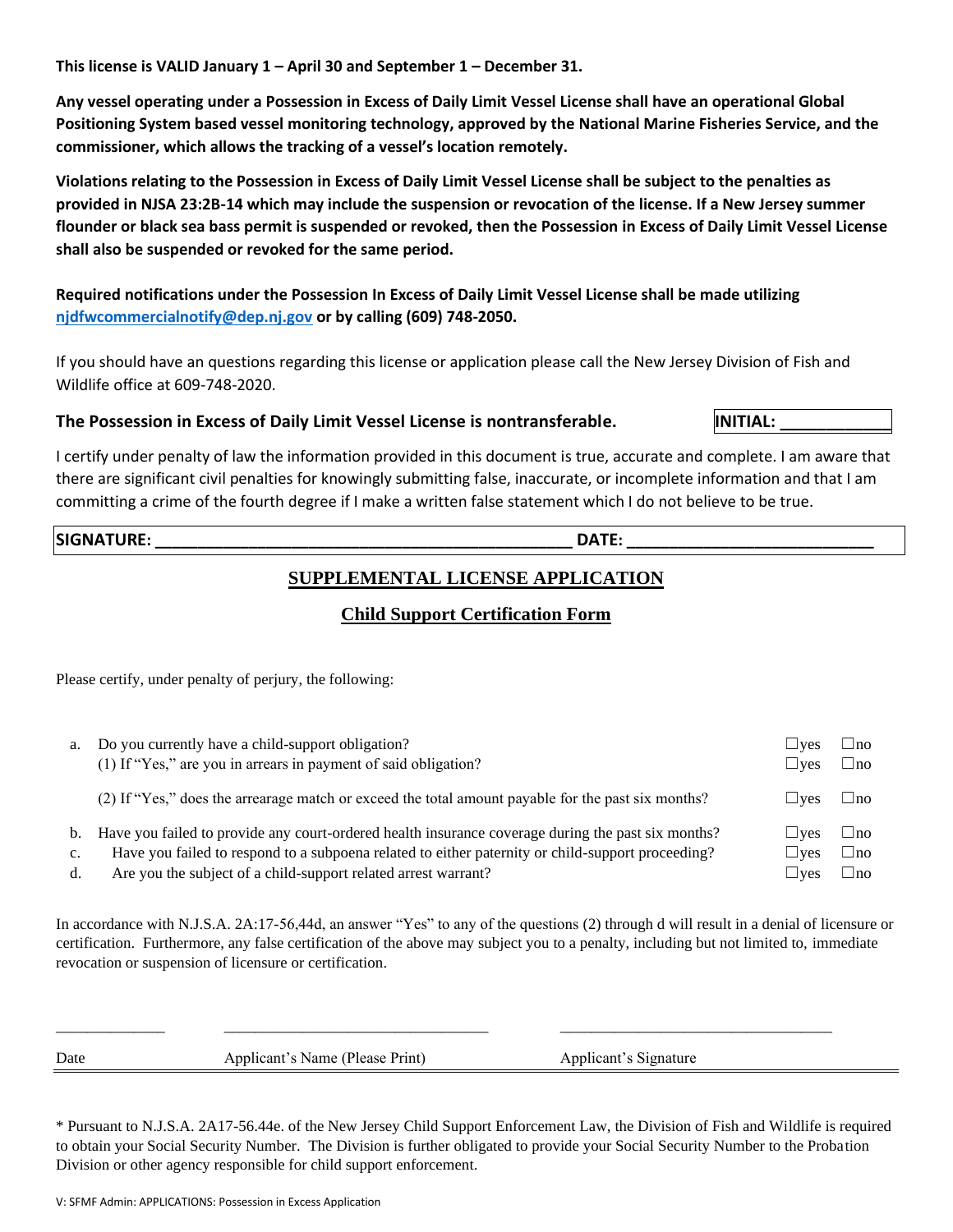**This license is VALID January 1 – April 30 and September 1 – December 31.**

**Any vessel operating under a Possession in Excess of Daily Limit Vessel License shall have an operational Global Positioning System based vessel monitoring technology, approved by the National Marine Fisheries Service, and the commissioner, which allows the tracking of a vessel's location remotely.**

**Violations relating to the Possession in Excess of Daily Limit Vessel License shall be subject to the penalties as provided in NJSA 23:2B-14 which may include the suspension or revocation of the license. If a New Jersey summer flounder or black sea bass permit is suspended or revoked, then the Possession in Excess of Daily Limit Vessel License shall also be suspended or revoked for the same period.**

**Required notifications under the Possession In Excess of Daily Limit Vessel License shall be made utilizing njdfwcommercialnotify@dep.nj.gov or by calling (609) 748-2050.**

If you should have an questions regarding this license or application please call the New Jersey Division of Fish and Wildlife office at 609-748-2020.

**The Possession in Excess of Daily Limit Vessel License is nontransferable.** **INITIAL: ____________**

I certify under penalty of law the information provided in this document is true, accurate and complete. I am aware that there are significant civil penalties for knowingly submitting false, inaccurate, or incomplete information and that I am committing a crime of the fourth degree if I make a written false statement which I do not believe to be true.

**SIGNATURE: _______________________________________________ DATE: ___________________________**

## SUPPLEMENTAL LICENSE APPLICATION

### Child Support Certification Form

Please certify, under penalty of perjury, the following:

| | | | |
|---|---|---|---|
| a. | Do you currently have a child-support obligation? | ☐yes | ☐no |
| | (1) If "Yes," are you in arrears in payment of said obligation? | ☐yes | ☐no |
| | (2) If "Yes," does the arrearage match or exceed the total amount payable for the past six months? | ☐yes | ☐no |
| b. | Have you failed to provide any court-ordered health insurance coverage during the past six months? | ☐yes | ☐no |
| c. | Have you failed to respond to a subpoena related to either paternity or child-support proceeding? | ☐yes | ☐no |
| d. | Are you the subject of a child-support related arrest warrant? | ☐yes | ☐no |

In accordance with N.J.S.A. 2A:17-56,44d, an answer "Yes" to any of the questions (2) through d will result in a denial of licensure or certification. Furthermore, any false certification of the above may subject you to a penalty, including but not limited to, immediate revocation or suspension of licensure or certification.

______________ __________________________________ __________________________________

Date Applicant's Name (Please Print) Applicant's Signature

* Pursuant to N.J.S.A. 2A17-56.44e. of the New Jersey Child Support Enforcement Law, the Division of Fish and Wildlife is required to obtain your Social Security Number. The Division is further obligated to provide your Social Security Number to the Probation Division or other agency responsible for child support enforcement.

V: SFMF Admin: APPLICATIONS: Possession in Excess Application